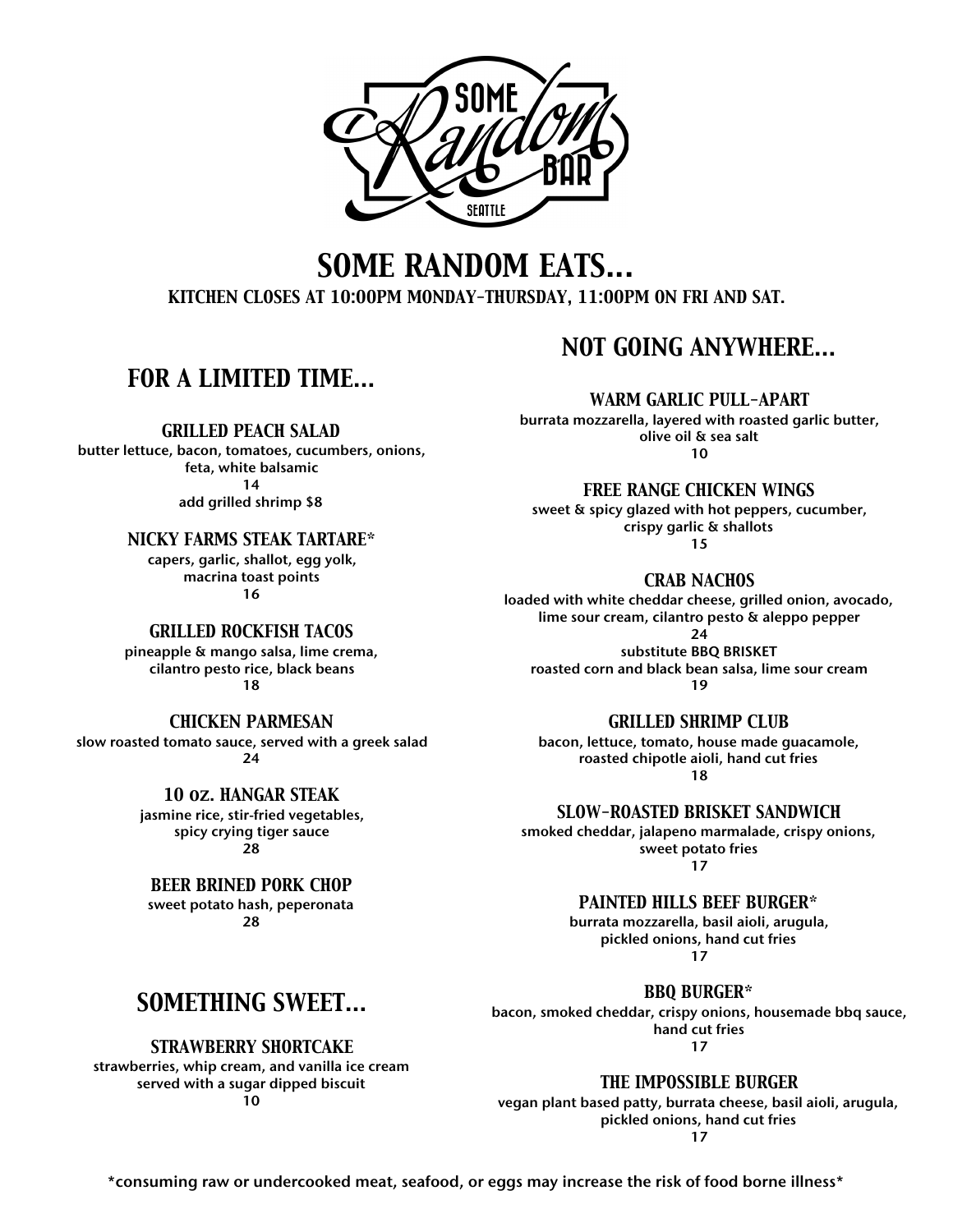# SOME RANDOM EATS...

**KITCHEN CLOSES AT 10:00PM MONDAY-THURSDAY, 11:00PM ON FRI AND SAT.**

## FOR A LIMITED TIME...

### GRILLED PEACH SALAD
butter lettuce, bacon, tomatoes, cucumbers, onions, feta, white balsamic
14
add grilled shrimp $8

### NICKY FARMS STEAK TARTARE*
capers, garlic, shallot, egg yolk, macrina toast points
16

### GRILLED ROCKFISH TACOS
pineapple & mango salsa, lime crema, cilantro pesto rice, black beans
18

### CHICKEN PARMESAN
slow roasted tomato sauce, served with a greek salad
24

### 10 OZ. HANGAR STEAK
jasmine rice, stir-fried vegetables, spicy crying tiger sauce
28

### BEER BRINED PORK CHOP
sweet potato hash, peperonata
28

## SOMETHING SWEET...

### STRAWBERRY SHORTCAKE
strawberries, whip cream, and vanilla ice cream served with a sugar dipped biscuit
10

## NOT GOING ANYWHERE...

### WARM GARLIC PULL-APART
burrata mozzarella, layered with roasted garlic butter, olive oil & sea salt
10

### FREE RANGE CHICKEN WINGS
sweet & spicy glazed with hot peppers, cucumber, crispy garlic & shallots
15

### CRAB NACHOS
loaded with white cheddar cheese, grilled onion, avocado, lime sour cream, cilantro pesto & aleppo pepper
24
substitute BBQ BRISKET
roasted corn and black bean salsa, lime sour cream
19

### GRILLED SHRIMP CLUB
bacon, lettuce, tomato, house made guacamole, roasted chipotle aioli, hand cut fries
18

### SLOW-ROASTED BRISKET SANDWICH
smoked cheddar, jalapeno marmalade, crispy onions, sweet potato fries
17

### PAINTED HILLS BEEF BURGER*
burrata mozzarella, basil aioli, arugula, pickled onions, hand cut fries
17

### BBQ BURGER*
bacon, smoked cheddar, crispy onions, housemade bbq sauce, hand cut fries
17

### THE IMPOSSIBLE BURGER
vegan plant based patty, burrata cheese, basil aioli, arugula, pickled onions, hand cut fries
17

*consuming raw or undercooked meat, seafood, or eggs may increase the risk of food borne illness*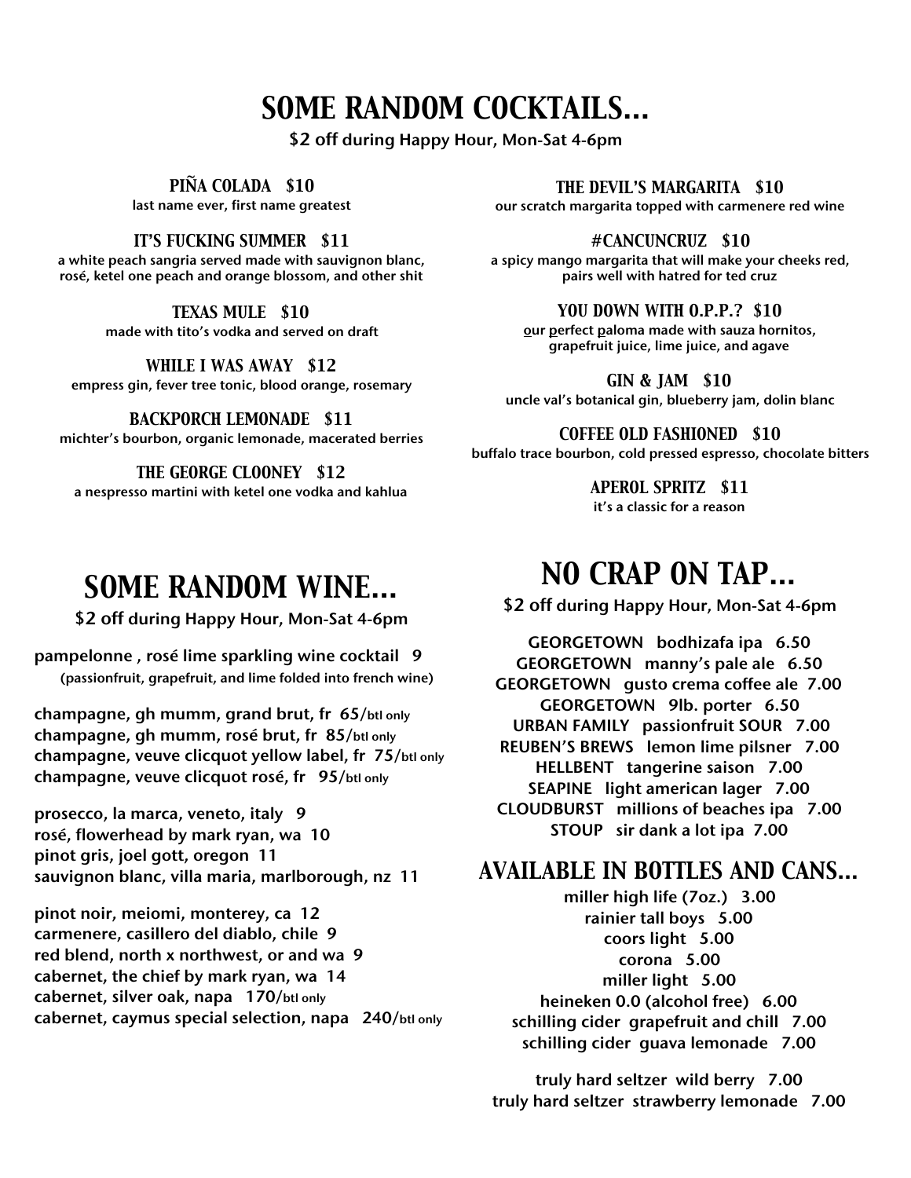# SOME RANDOM COCKTAILS...

$2 off during Happy Hour, Mon-Sat 4-6pm

### PIÑA COLADA $10
last name ever, first name greatest

### IT'S FUCKING SUMMER $11
a white peach sangria served made with sauvignon blanc, rosé, ketel one peach and orange blossom, and other shit

### TEXAS MULE $10
made with tito's vodka and served on draft

### WHILE I WAS AWAY $12
empress gin, fever tree tonic, blood orange, rosemary

### BACKPORCH LEMONADE $11
michter's bourbon, organic lemonade, macerated berries

### THE GEORGE CLOONEY $12
a nespresso martini with ketel one vodka and kahlua

### THE DEVIL'S MARGARITA $10
our scratch margarita topped with carmenere red wine

### #CANCUNCRUZ $10
a spicy mango margarita that will make your cheeks red, pairs well with hatred for ted cruz

### YOU DOWN WITH O.P.P.? $10
our perfect paloma made with sauza hornitos, grapefruit juice, lime juice, and agave

### GIN & JAM $10
uncle val's botanical gin, blueberry jam, dolin blanc

### COFFEE OLD FASHIONED $10
buffalo trace bourbon, cold pressed espresso, chocolate bitters

### APEROL SPRITZ $11
it's a classic for a reason

# SOME RANDOM WINE...

$2 off during Happy Hour, Mon-Sat 4-6pm

**pampelonne , rosé lime sparkling wine cocktail 9**
(passionfruit, grapefruit, and lime folded into french wine)

**champagne, gh mumm, grand brut, fr 65/**btl only
**champagne, gh mumm, rosé brut, fr 85/**btl only
**champagne, veuve clicquot yellow label, fr 75/**btl only
**champagne, veuve clicquot rosé, fr 95/**btl only

**prosecco, la marca, veneto, italy 9**
**rosé, flowerhead by mark ryan, wa 10**
**pinot gris, joel gott, oregon 11**
**sauvignon blanc, villa maria, marlborough, nz 11**

**pinot noir, meiomi, monterey, ca 12**
**carmenere, casillero del diablo, chile 9**
**red blend, north x northwest, or and wa 9**
**cabernet, the chief by mark ryan, wa 14**
**cabernet, silver oak, napa 170/**btl only
**cabernet, caymus special selection, napa 240/**btl only

# NO CRAP ON TAP...

$2 off during Happy Hour, Mon-Sat 4-6pm

**GEORGETOWN bodhizafa ipa 6.50**
**GEORGETOWN manny's pale ale 6.50**
**GEORGETOWN gusto crema coffee ale 7.00**
**GEORGETOWN 9lb. porter 6.50**
**URBAN FAMILY passionfruit SOUR 7.00**
**REUBEN'S BREWS lemon lime pilsner 7.00**
**HELLBENT tangerine saison 7.00**
**SEAPINE light american lager 7.00**
**CLOUDBURST millions of beaches ipa 7.00**
**STOUP sir dank a lot ipa 7.00**

## AVAILABLE IN BOTTLES AND CANS...

**miller high life (7oz.) 3.00**
**rainier tall boys 5.00**
**coors light 5.00**
**corona 5.00**
**miller light 5.00**
**heineken 0.0 (alcohol free) 6.00**
**schilling cider grapefruit and chill 7.00**
**schilling cider guava lemonade 7.00**

**truly hard seltzer wild berry 7.00**
**truly hard seltzer strawberry lemonade 7.00**